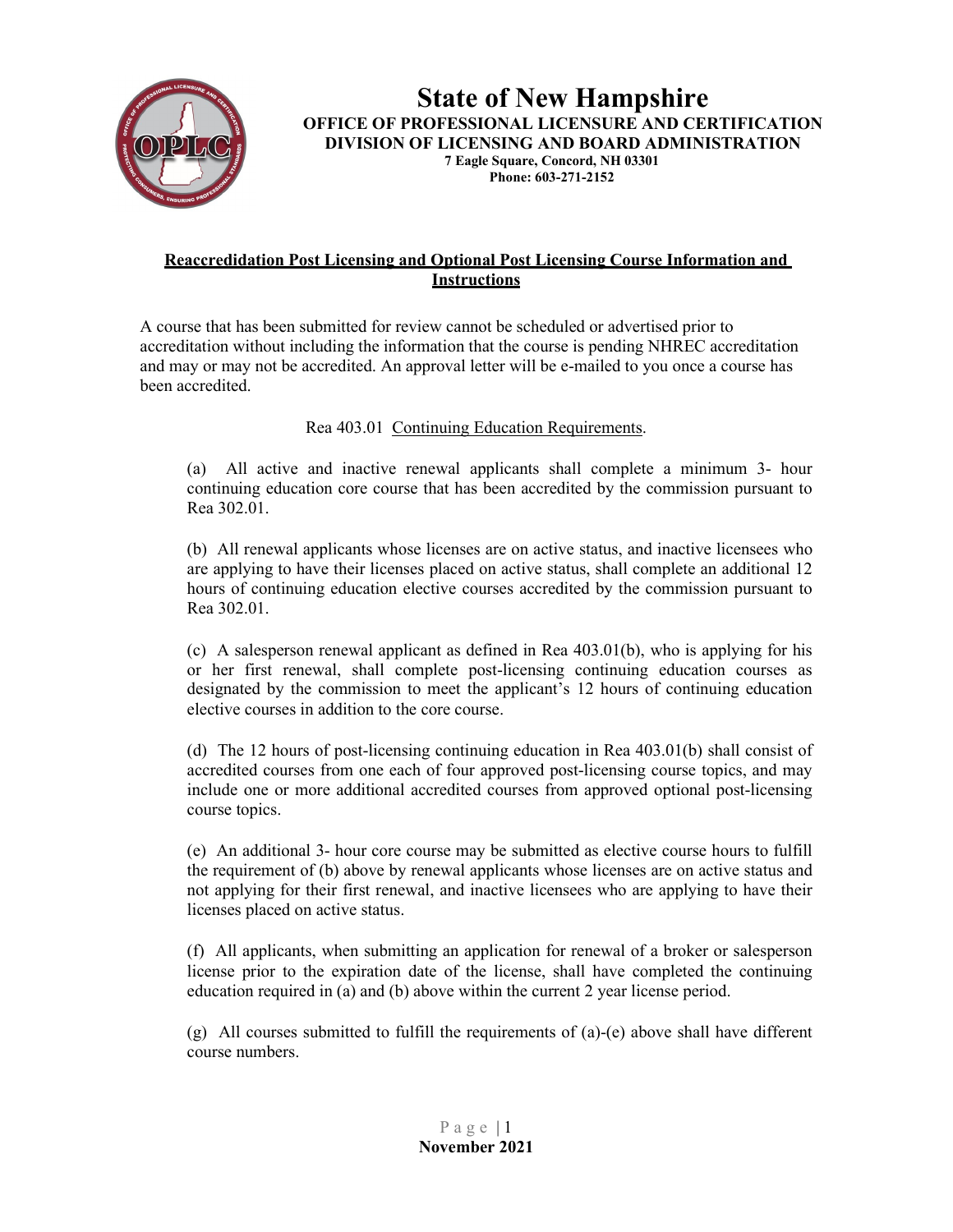# State of New Hampshire

**OFFICE OF PROFESSIONAL LICENSURE AND CERTIFICATION**
**DIVISION OF LICENSING AND BOARD ADMINISTRATION**
**7 Eagle Square, Concord, NH 03301**
**Phone: 603-271-2152**

## Reaccredidation Post Licensing and Optional Post Licensing Course Information and Instructions

A course that has been submitted for review cannot be scheduled or advertised prior to accreditation without including the information that the course is pending NHREC accreditation and may or may not be accredited. An approval letter will be e-mailed to you once a course has been accredited.

Rea 403.01 Continuing Education Requirements.

(a) All active and inactive renewal applicants shall complete a minimum 3- hour continuing education core course that has been accredited by the commission pursuant to Rea 302.01.

(b) All renewal applicants whose licenses are on active status, and inactive licensees who are applying to have their licenses placed on active status, shall complete an additional 12 hours of continuing education elective courses accredited by the commission pursuant to Rea 302.01.

(c) A salesperson renewal applicant as defined in Rea 403.01(b), who is applying for his or her first renewal, shall complete post-licensing continuing education courses as designated by the commission to meet the applicant's 12 hours of continuing education elective courses in addition to the core course.

(d) The 12 hours of post-licensing continuing education in Rea 403.01(b) shall consist of accredited courses from one each of four approved post-licensing course topics, and may include one or more additional accredited courses from approved optional post-licensing course topics.

(e) An additional 3- hour core course may be submitted as elective course hours to fulfill the requirement of (b) above by renewal applicants whose licenses are on active status and not applying for their first renewal, and inactive licensees who are applying to have their licenses placed on active status.

(f) All applicants, when submitting an application for renewal of a broker or salesperson license prior to the expiration date of the license, shall have completed the continuing education required in (a) and (b) above within the current 2 year license period.

(g) All courses submitted to fulfill the requirements of (a)-(e) above shall have different course numbers.

November 2021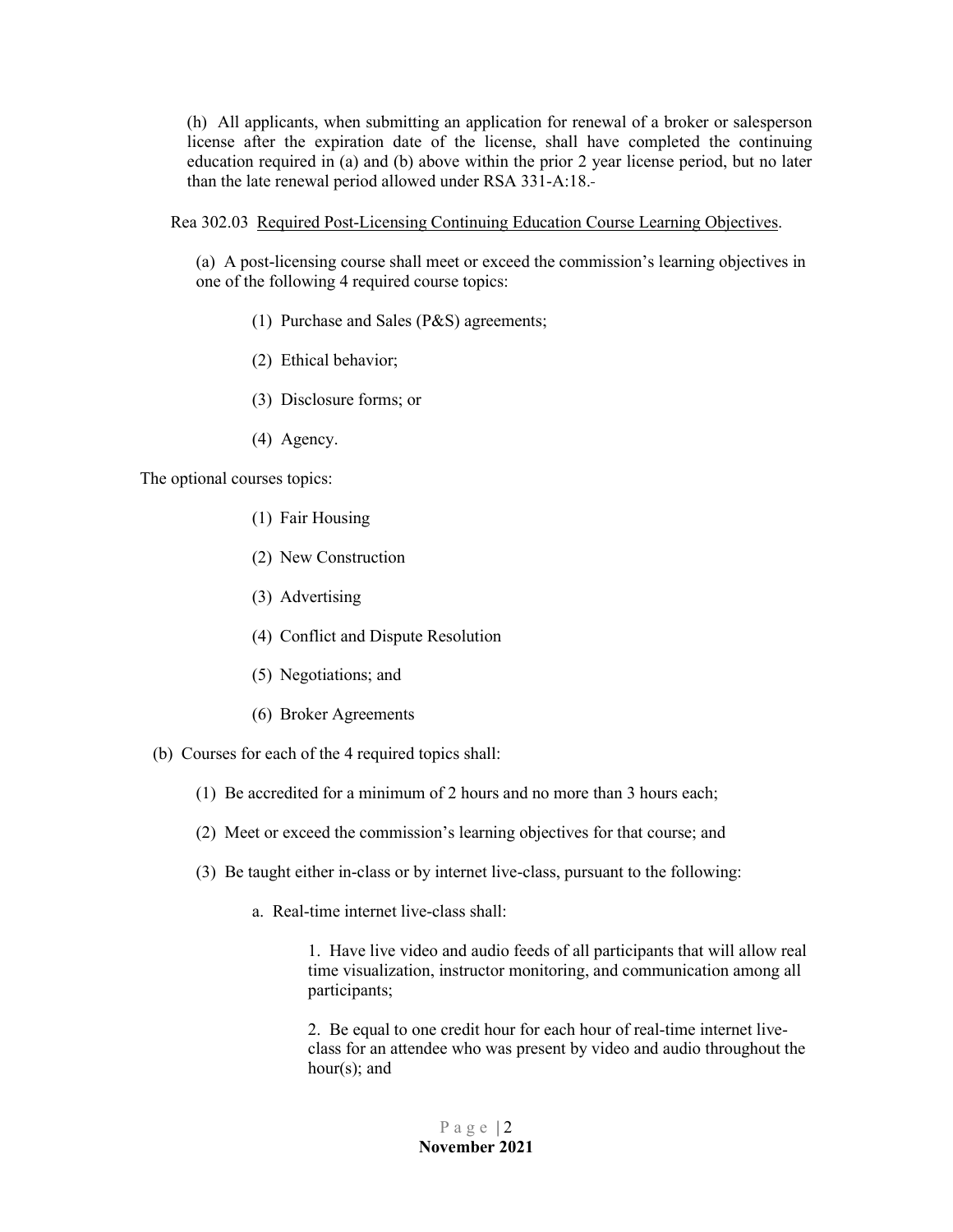(h) All applicants, when submitting an application for renewal of a broker or salesperson license after the expiration date of the license, shall have completed the continuing education required in (a) and (b) above within the prior 2 year license period, but no later than the late renewal period allowed under RSA 331-A:18.

Rea 302.03 Required Post-Licensing Continuing Education Course Learning Objectives.

(a) A post-licensing course shall meet or exceed the commission's learning objectives in one of the following 4 required course topics:

(1) Purchase and Sales (P&S) agreements;

(2) Ethical behavior;

(3) Disclosure forms; or

(4) Agency.

The optional courses topics:

(1) Fair Housing

(2) New Construction

(3) Advertising

(4) Conflict and Dispute Resolution

(5) Negotiations; and

(6) Broker Agreements

(b) Courses for each of the 4 required topics shall:

(1) Be accredited for a minimum of 2 hours and no more than 3 hours each;

(2) Meet or exceed the commission's learning objectives for that course; and

(3) Be taught either in-class or by internet live-class, pursuant to the following:

a. Real-time internet live-class shall:

1. Have live video and audio feeds of all participants that will allow real time visualization, instructor monitoring, and communication among all participants;

2. Be equal to one credit hour for each hour of real-time internet live-class for an attendee who was present by video and audio throughout the hour(s); and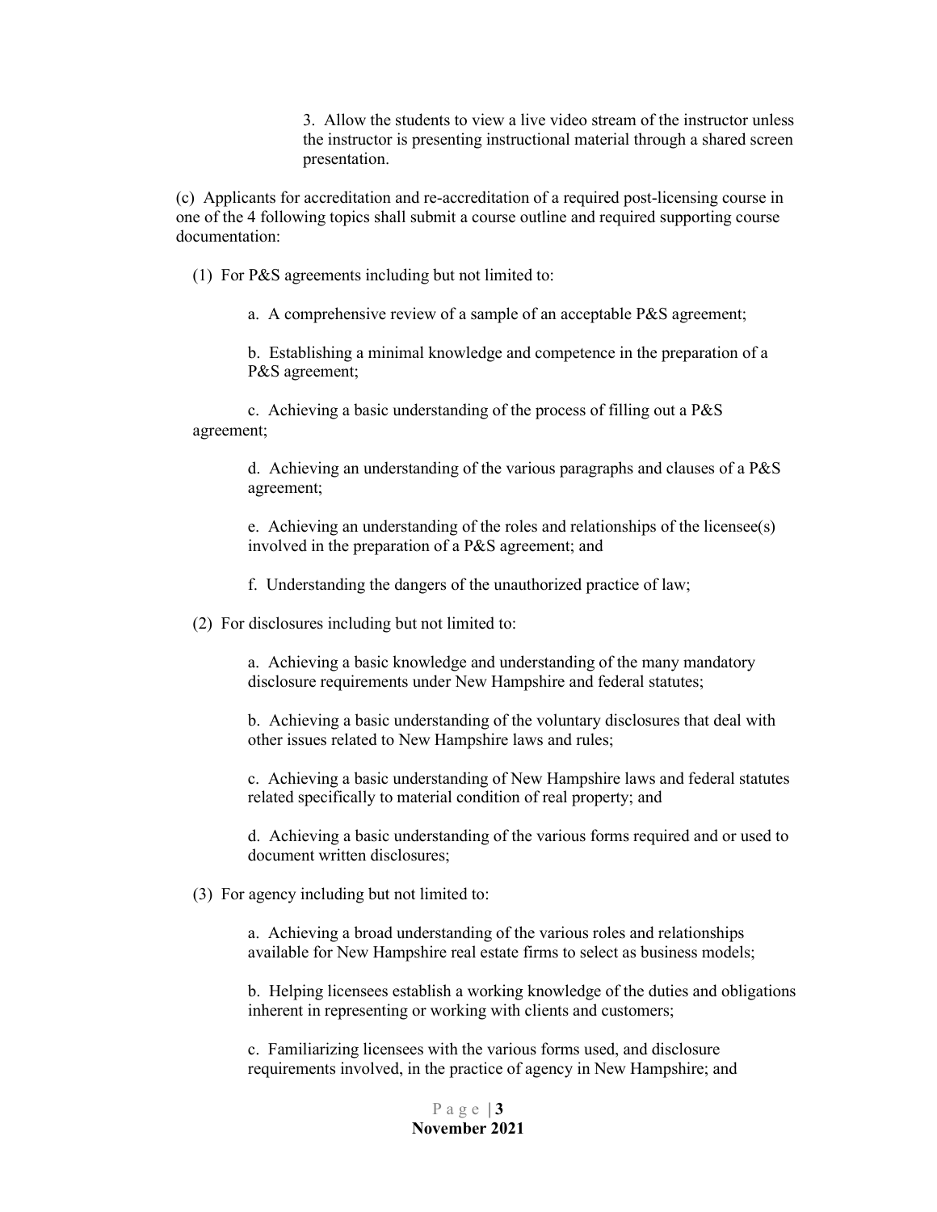3. Allow the students to view a live video stream of the instructor unless the instructor is presenting instructional material through a shared screen presentation.

(c) Applicants for accreditation and re-accreditation of a required post-licensing course in one of the 4 following topics shall submit a course outline and required supporting course documentation:

(1) For P&S agreements including but not limited to:

a. A comprehensive review of a sample of an acceptable P&S agreement;

b. Establishing a minimal knowledge and competence in the preparation of a P&S agreement;

c. Achieving a basic understanding of the process of filling out a P&S agreement;

d. Achieving an understanding of the various paragraphs and clauses of a P&S agreement;

e. Achieving an understanding of the roles and relationships of the licensee(s) involved in the preparation of a P&S agreement; and

f. Understanding the dangers of the unauthorized practice of law;

(2) For disclosures including but not limited to:

a. Achieving a basic knowledge and understanding of the many mandatory disclosure requirements under New Hampshire and federal statutes;

b. Achieving a basic understanding of the voluntary disclosures that deal with other issues related to New Hampshire laws and rules;

c. Achieving a basic understanding of New Hampshire laws and federal statutes related specifically to material condition of real property; and

d. Achieving a basic understanding of the various forms required and or used to document written disclosures;

(3) For agency including but not limited to:

a. Achieving a broad understanding of the various roles and relationships available for New Hampshire real estate firms to select as business models;

b. Helping licensees establish a working knowledge of the duties and obligations inherent in representing or working with clients and customers;

c. Familiarizing licensees with the various forms used, and disclosure requirements involved, in the practice of agency in New Hampshire; and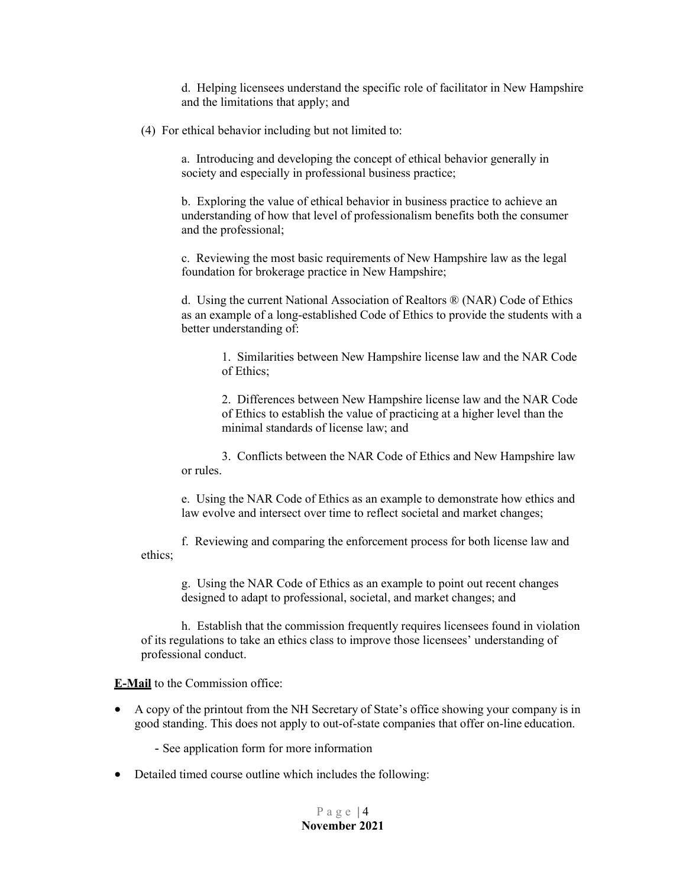d. Helping licensees understand the specific role of facilitator in New Hampshire and the limitations that apply; and

(4) For ethical behavior including but not limited to:

a. Introducing and developing the concept of ethical behavior generally in society and especially in professional business practice;

b. Exploring the value of ethical behavior in business practice to achieve an understanding of how that level of professionalism benefits both the consumer and the professional;

c. Reviewing the most basic requirements of New Hampshire law as the legal foundation for brokerage practice in New Hampshire;

d. Using the current National Association of Realtors ® (NAR) Code of Ethics as an example of a long-established Code of Ethics to provide the students with a better understanding of:

1. Similarities between New Hampshire license law and the NAR Code of Ethics;

2. Differences between New Hampshire license law and the NAR Code of Ethics to establish the value of practicing at a higher level than the minimal standards of license law; and

3. Conflicts between the NAR Code of Ethics and New Hampshire law or rules.

e. Using the NAR Code of Ethics as an example to demonstrate how ethics and law evolve and intersect over time to reflect societal and market changes;

f. Reviewing and comparing the enforcement process for both license law and ethics;

g. Using the NAR Code of Ethics as an example to point out recent changes designed to adapt to professional, societal, and market changes; and

h. Establish that the commission frequently requires licensees found in violation of its regulations to take an ethics class to improve those licensees' understanding of professional conduct.

**E-Mail** to the Commission office:

- A copy of the printout from the NH Secretary of State's office showing your company is in good standing. This does not apply to out-of-state companies that offer on-line education.

  - See application form for more information

- Detailed timed course outline which includes the following: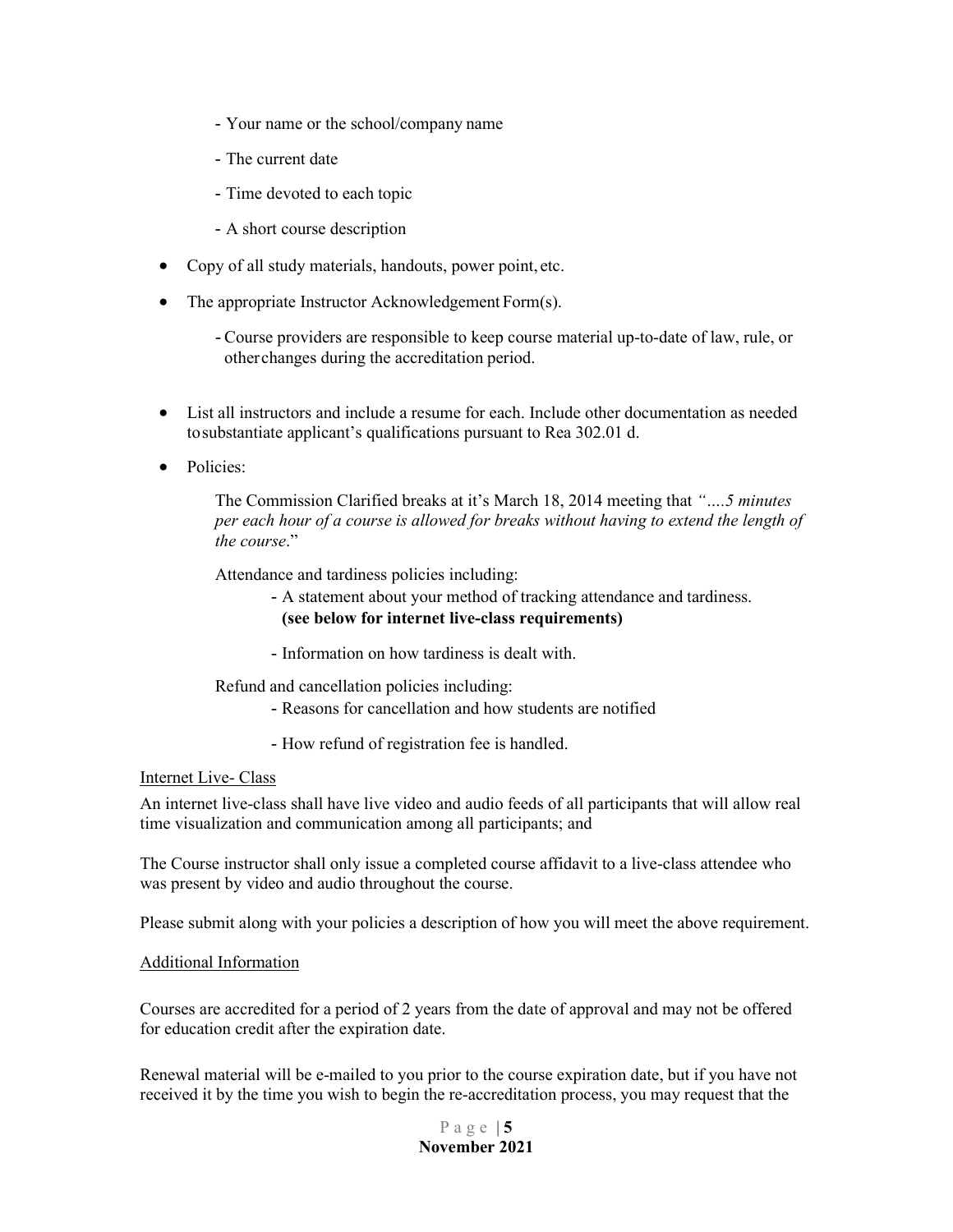- Your name or the school/company name
- The current date
- Time devoted to each topic
- A short course description

- Copy of all study materials, handouts, power point, etc.
- The appropriate Instructor Acknowledgement Form(s).
  - Course providers are responsible to keep course material up-to-date of law, rule, or other changes during the accreditation period.
- List all instructors and include a resume for each. Include other documentation as needed to substantiate applicant's qualifications pursuant to Rea 302.01 d.
- Policies:

  The Commission Clarified breaks at it's March 18, 2014 meeting that *"….5 minutes per each hour of a course is allowed for breaks without having to extend the length of the course*."

  Attendance and tardiness policies including:
  - A statement about your method of tracking attendance and tardiness. **(see below for internet live-class requirements)**
  - Information on how tardiness is dealt with.

  Refund and cancellation policies including:
  - Reasons for cancellation and how students are notified
  - How refund of registration fee is handled.

Internet Live- Class

An internet live-class shall have live video and audio feeds of all participants that will allow real time visualization and communication among all participants; and

The Course instructor shall only issue a completed course affidavit to a live-class attendee who was present by video and audio throughout the course.

Please submit along with your policies a description of how you will meet the above requirement.

Additional Information

Courses are accredited for a period of 2 years from the date of approval and may not be offered for education credit after the expiration date.

Renewal material will be e-mailed to you prior to the course expiration date, but if you have not received it by the time you wish to begin the re-accreditation process, you may request that the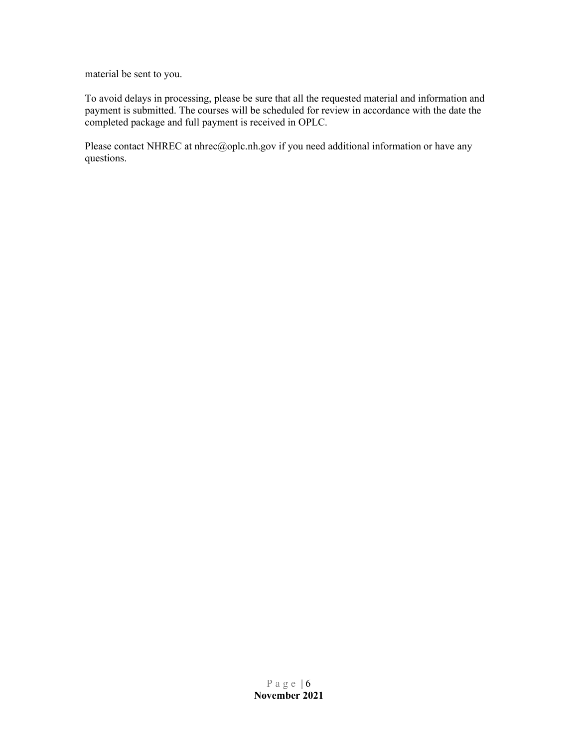material be sent to you.

To avoid delays in processing, please be sure that all the requested material and information and payment is submitted. The courses will be scheduled for review in accordance with the date the completed package and full payment is received in OPLC.

Please contact NHREC at nhrec@oplc.nh.gov if you need additional information or have any questions.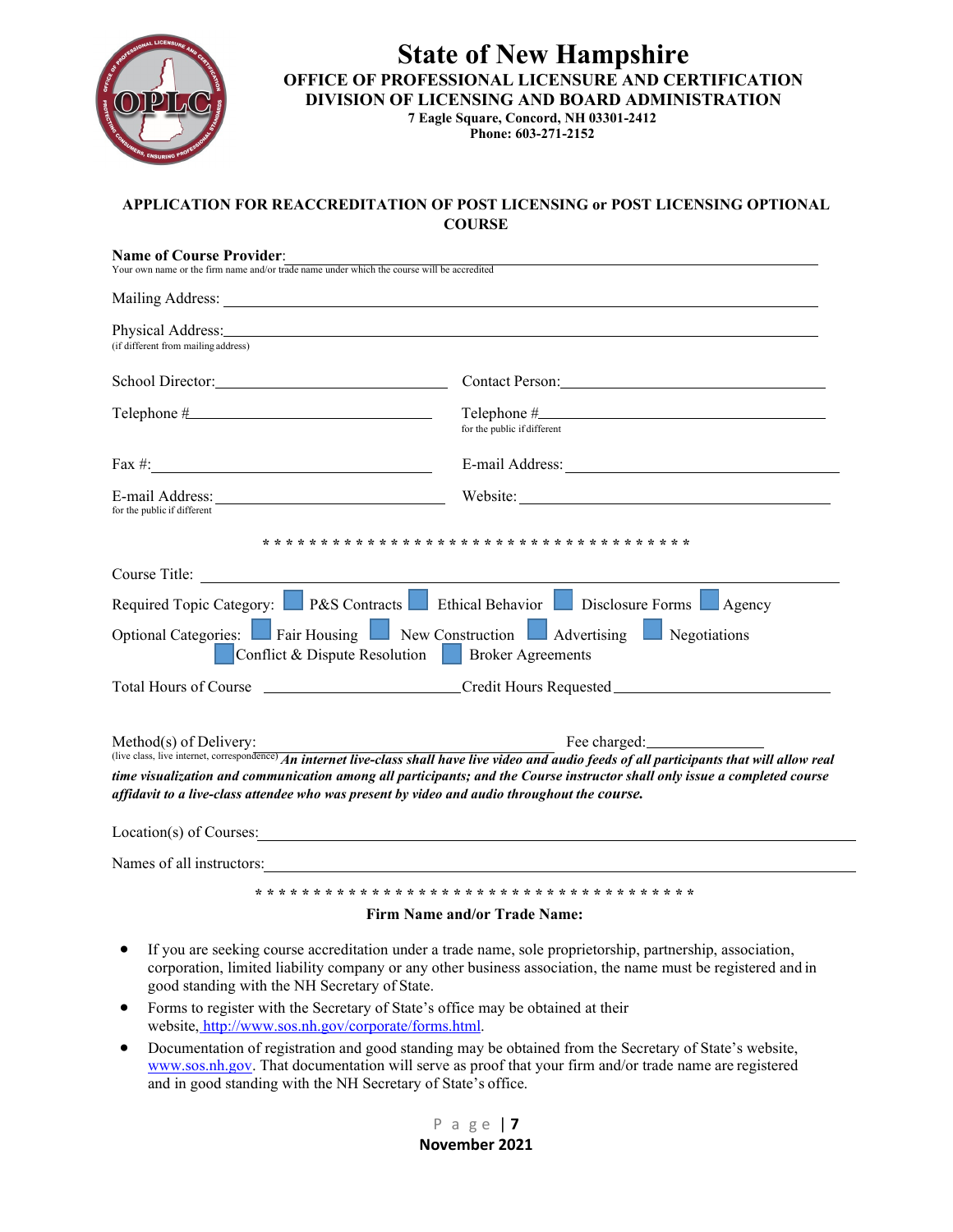# State of New Hampshire

**OFFICE OF PROFESSIONAL LICENSURE AND CERTIFICATION**
**DIVISION OF LICENSING AND BOARD ADMINISTRATION**
**7 Eagle Square, Concord, NH 03301-2412**
**Phone: 603-271-2152**

## APPLICATION FOR REACCREDITATION OF POST LICENSING or POST LICENSING OPTIONAL COURSE

**Name of Course Provider**: \_\_\_\_\_\_\_\_\_\_\_\_\_\_\_\_\_\_\_\_\_\_\_\_\_\_\_\_\_\_\_\_\_\_\_\_\_\_\_\_
Your own name or the firm name and/or trade name under which the course will be accredited

Mailing Address: \_\_\_\_\_\_\_\_\_\_\_\_\_\_\_\_\_\_\_\_\_\_\_\_\_\_\_\_\_\_\_\_\_\_\_\_\_\_\_\_

Physical Address: \_\_\_\_\_\_\_\_\_\_\_\_\_\_\_\_\_\_\_\_\_\_\_\_\_\_\_\_\_\_\_\_\_\_\_\_\_\_\_\_
(if different from mailing address)

School Director: \_\_\_\_\_\_\_\_\_\_\_\_\_\_\_\_\_\_\_\_ Contact Person: \_\_\_\_\_\_\_\_\_\_\_\_\_\_\_\_\_\_\_\_

Telephone # \_\_\_\_\_\_\_\_\_\_\_\_\_\_\_\_\_\_\_\_ Telephone # \_\_\_\_\_\_\_\_\_\_\_\_\_\_\_\_\_\_\_\_
for the public if different

Fax #: \_\_\_\_\_\_\_\_\_\_\_\_\_\_\_\_\_\_\_\_ E-mail Address: \_\_\_\_\_\_\_\_\_\_\_\_\_\_\_\_\_\_\_\_

E-mail Address: \_\_\_\_\_\_\_\_\_\_\_\_\_\_\_\_\_\_\_\_ Website: \_\_\_\_\_\_\_\_\_\_\_\_\_\_\_\_\_\_\_\_
for the public if different

\* \* \* \* \* \* \* \* \* \* \* \* \* \* \* \* \* \* \* \* \* \* \* \* \* \* \* \* \* \* \* \* \* \* \* \* \* \*

Course Title: \_\_\_\_\_\_\_\_\_\_\_\_\_\_\_\_\_\_\_\_\_\_\_\_\_\_\_\_\_\_\_\_\_\_\_\_\_\_\_\_

Required Topic Category: ☐ P&S Contracts ☐ Ethical Behavior ☐ Disclosure Forms ☐ Agency

Optional Categories: ☐ Fair Housing ☐ New Construction ☐ Advertising ☐ Negotiations ☐ Conflict & Dispute Resolution ☐ Broker Agreements

Total Hours of Course \_\_\_\_\_\_\_\_\_\_\_\_\_\_\_\_\_\_\_\_ Credit Hours Requested \_\_\_\_\_\_\_\_\_\_\_\_\_\_\_\_\_\_\_\_

Method(s) of Delivery: \_\_\_\_\_\_\_\_\_\_\_\_\_\_\_\_\_\_\_\_ Fee charged: \_\_\_\_\_\_\_\_\_\_\_\_
(live class, live internet, correspondence) ***An internet live-class shall have live video and audio feeds of all participants that will allow real time visualization and communication among all participants; and the Course instructor shall only issue a completed course affidavit to a live-class attendee who was present by video and audio throughout the course.***

Location(s) of Courses: \_\_\_\_\_\_\_\_\_\_\_\_\_\_\_\_\_\_\_\_\_\_\_\_\_\_\_\_\_\_\_\_\_\_\_\_\_\_\_\_

Names of all instructors: \_\_\_\_\_\_\_\_\_\_\_\_\_\_\_\_\_\_\_\_\_\_\_\_\_\_\_\_\_\_\_\_\_\_\_\_\_\_\_\_

\* \* \* \* \* \* \* \* \* \* \* \* \* \* \* \* \* \* \* \* \* \* \* \* \* \* \* \* \* \* \* \* \* \* \* \* \* \* \*

**Firm Name and/or Trade Name:**

- If you are seeking course accreditation under a trade name, sole proprietorship, partnership, association, corporation, limited liability company or any other business association, the name must be registered and in good standing with the NH Secretary of State.
- Forms to register with the Secretary of State's office may be obtained at their website, http://www.sos.nh.gov/corporate/forms.html.
- Documentation of registration and good standing may be obtained from the Secretary of State's website, www.sos.nh.gov. That documentation will serve as proof that your firm and/or trade name are registered and in good standing with the NH Secretary of State's office.

November 2021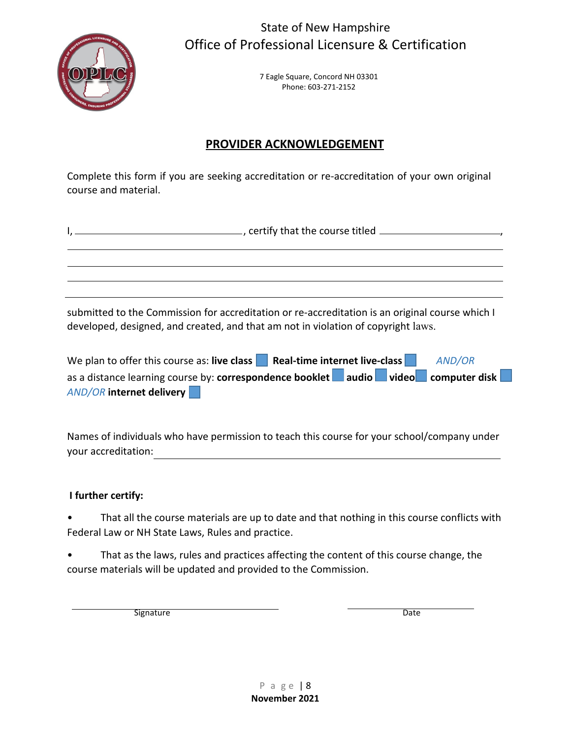State of New Hampshire
Office of Professional Licensure & Certification

7 Eagle Square, Concord NH 03301
Phone: 603-271-2152

## PROVIDER ACKNOWLEDGEMENT

Complete this form if you are seeking accreditation or re-accreditation of your own original course and material.

I, ______________________________, certify that the course titled ______________________,

______________________________________________________________________________

______________________________________________________________________________

______________________________________________________________________________

______________________________________________________________________________

submitted to the Commission for accreditation or re-accreditation is an original course which I developed, designed, and created, and that am not in violation of copyright laws.

We plan to offer this course as: **live class** ☐ **Real-time internet live-class** ☐ *AND/OR* as a distance learning course by: **correspondence booklet** ☐ **audio** ☐ **video** ☐ **computer disk** ☐ *AND/OR* **internet delivery** ☐

Names of individuals who have permission to teach this course for your school/company under your accreditation: ______________________________________________________________

**I further certify:**

- That all the course materials are up to date and that nothing in this course conflicts with Federal Law or NH State Laws, Rules and practice.
- That as the laws, rules and practices affecting the content of this course change, the course materials will be updated and provided to the Commission.

______________________________ Signature

______________________ Date

**November 2021**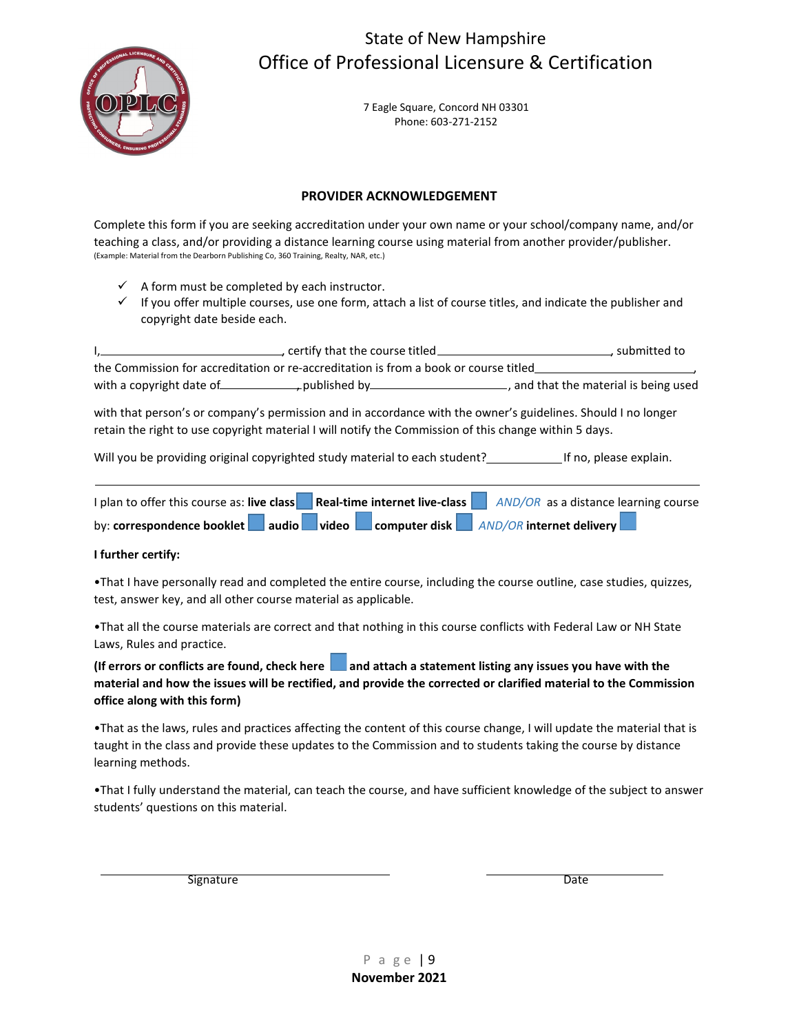State of New Hampshire

Office of Professional Licensure & Certification

7 Eagle Square, Concord NH 03301
Phone: 603-271-2152

## PROVIDER ACKNOWLEDGEMENT

Complete this form if you are seeking accreditation under your own name or your school/company name, and/or teaching a class, and/or providing a distance learning course using material from another provider/publisher.
(Example: Material from the Dearborn Publishing Co, 360 Training, Realty, NAR, etc.)

- ✓ A form must be completed by each instructor.
- ✓ If you offer multiple courses, use one form, attach a list of course titles, and indicate the publisher and copyright date beside each.

I,\_\_\_\_\_\_\_\_\_\_\_\_\_\_\_\_\_\_\_\_\_\_\_\_\_\_\_\_, certify that the course titled\_\_\_\_\_\_\_\_\_\_\_\_\_\_\_\_\_\_\_\_\_\_\_\_\_\_\_\_, submitted to the Commission for accreditation or re-accreditation is from a book or course titled\_\_\_\_\_\_\_\_\_\_\_\_\_\_\_\_\_\_\_\_\_\_\_\_\_\_, with a copyright date of\_\_\_\_\_\_\_\_\_\_\_\_\_, published by\_\_\_\_\_\_\_\_\_\_\_\_\_\_\_\_\_\_\_\_\_\_\_, and that the material is being used

with that person's or company's permission and in accordance with the owner's guidelines. Should I no longer retain the right to use copyright material I will notify the Commission of this change within 5 days.

Will you be providing original copyrighted study material to each student?\_\_\_\_\_\_\_\_\_\_\_\_ If no, please explain.

\_\_\_\_\_\_\_\_\_\_\_\_\_\_\_\_\_\_\_\_\_\_\_\_\_\_\_\_\_\_\_\_\_\_\_\_\_\_\_\_\_\_\_\_\_\_\_\_\_\_\_\_\_\_\_\_\_\_\_\_\_\_\_\_\_\_\_\_\_\_\_\_\_\_\_\_\_\_\_\_\_\_\_\_\_\_\_\_\_\_

I plan to offer this course as: **live class** ☐ **Real-time internet live-class** ☐ *AND/OR* as a distance learning course by: **correspondence booklet** ☐ **audio** ☐ **video** ☐ **computer disk** ☐ *AND/OR* **internet delivery** ☐

**I further certify:**

•That I have personally read and completed the entire course, including the course outline, case studies, quizzes, test, answer key, and all other course material as applicable.

•That all the course materials are correct and that nothing in this course conflicts with Federal Law or NH State Laws, Rules and practice.

**(If errors or conflicts are found, check here ☐ and attach a statement listing any issues you have with the material and how the issues will be rectified, and provide the corrected or clarified material to the Commission office along with this form)**

•That as the laws, rules and practices affecting the content of this course change, I will update the material that is taught in the class and provide these updates to the Commission and to students taking the course by distance learning methods.

•That I fully understand the material, can teach the course, and have sufficient knowledge of the subject to answer students' questions on this material.

\_\_\_\_\_\_\_\_\_\_\_\_\_\_\_\_\_\_\_\_\_\_\_\_\_\_\_\_\_\_\_\_\_\_\_\_ &nbsp;&nbsp;&nbsp;&nbsp; \_\_\_\_\_\_\_\_\_\_\_\_\_\_\_\_\_\_\_\_\_\_
Signature &nbsp;&nbsp;&nbsp;&nbsp;&nbsp;&nbsp;&nbsp;&nbsp;&nbsp;&nbsp;&nbsp;&nbsp;&nbsp;&nbsp;&nbsp;&nbsp;&nbsp;&nbsp;&nbsp;&nbsp;&nbsp;&nbsp;&nbsp;&nbsp;&nbsp;&nbsp;&nbsp;&nbsp;&nbsp;&nbsp;&nbsp;&nbsp; Date

**November 2021**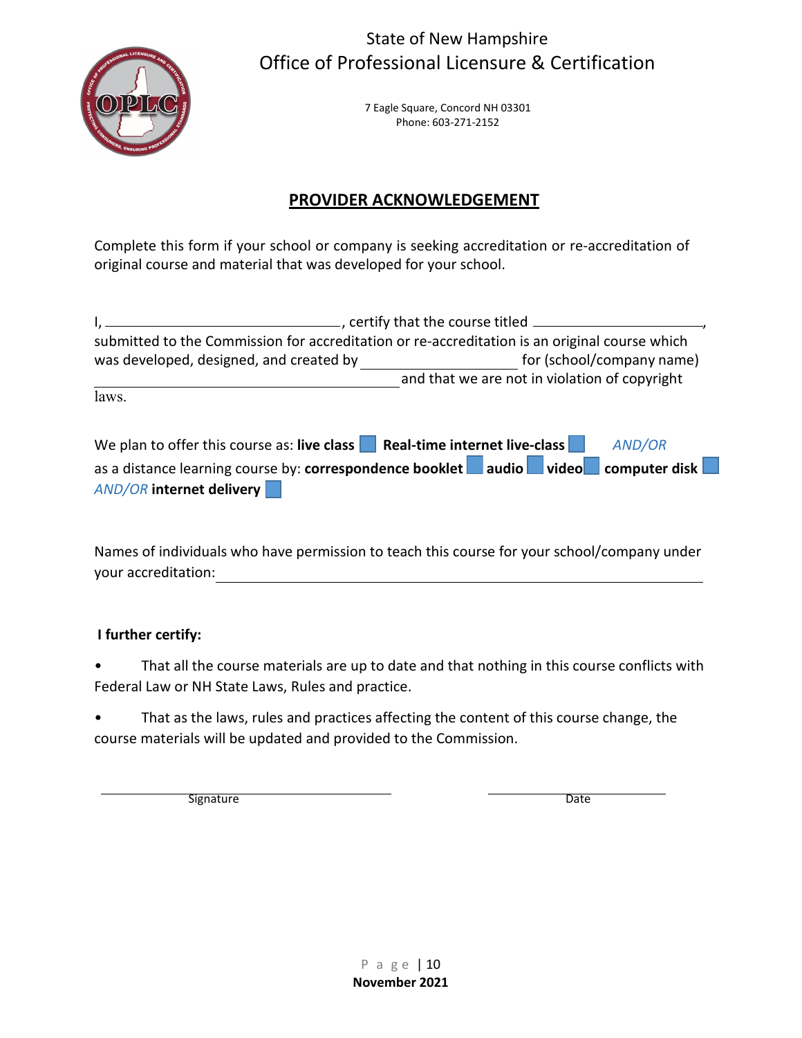State of New Hampshire
Office of Professional Licensure & Certification

7 Eagle Square, Concord NH 03301
Phone: 603-271-2152

## PROVIDER ACKNOWLEDGEMENT

Complete this form if your school or company is seeking accreditation or re-accreditation of original course and material that was developed for your school.

I, ______________________________, certify that the course titled ______________________, submitted to the Commission for accreditation or re-accreditation is an original course which was developed, designed, and created by ____________________ for (school/company name) ________________________________________ and that we are not in violation of copyright laws.

We plan to offer this course as: **live class** ☐ **Real-time internet live-class** ☐ *AND/OR* as a distance learning course by: **correspondence booklet** ☐ **audio** ☐ **video** ☐ **computer disk** ☐ *AND/OR* **internet delivery** ☐

Names of individuals who have permission to teach this course for your school/company under your accreditation: ____________________________________________________________

**I further certify:**

- That all the course materials are up to date and that nothing in this course conflicts with Federal Law or NH State Laws, Rules and practice.
- That as the laws, rules and practices affecting the content of this course change, the course materials will be updated and provided to the Commission.

______________________________ ______________________
Signature Date

November 2021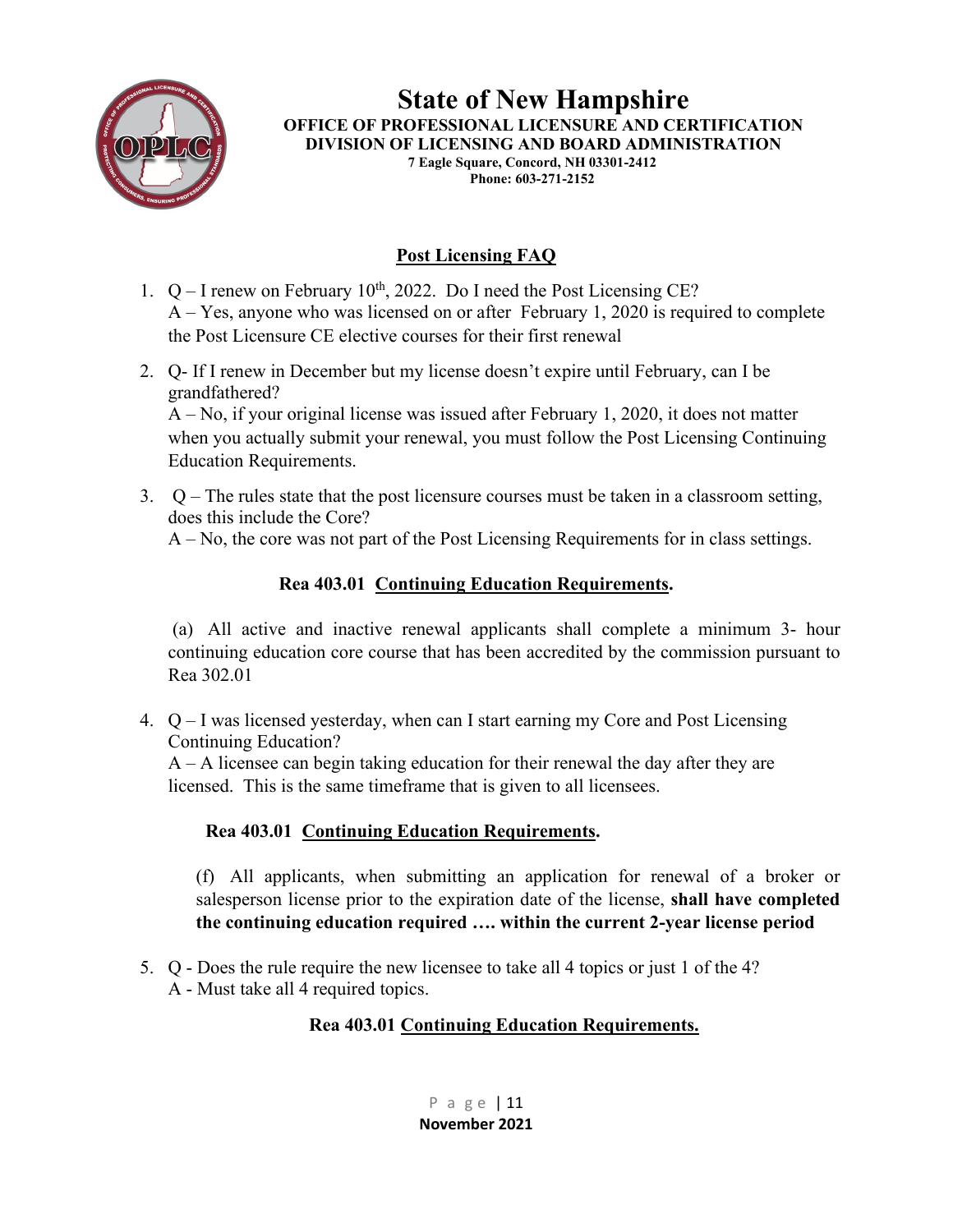# State of New Hampshire

**OFFICE OF PROFESSIONAL LICENSURE AND CERTIFICATION**
**DIVISION OF LICENSING AND BOARD ADMINISTRATION**
**7 Eagle Square, Concord, NH 03301-2412**
**Phone: 603-271-2152**

## Post Licensing FAQ

1. Q – I renew on February 10th, 2022. Do I need the Post Licensing CE?
   A – Yes, anyone who was licensed on or after February 1, 2020 is required to complete the Post Licensure CE elective courses for their first renewal

2. Q- If I renew in December but my license doesn't expire until February, can I be grandfathered?
   A – No, if your original license was issued after February 1, 2020, it does not matter when you actually submit your renewal, you must follow the Post Licensing Continuing Education Requirements.

3. Q – The rules state that the post licensure courses must be taken in a classroom setting, does this include the Core?
   A – No, the core was not part of the Post Licensing Requirements for in class settings.

   **Rea 403.01 Continuing Education Requirements.**

   (a) All active and inactive renewal applicants shall complete a minimum 3- hour continuing education core course that has been accredited by the commission pursuant to Rea 302.01

4. Q – I was licensed yesterday, when can I start earning my Core and Post Licensing Continuing Education?
   A – A licensee can begin taking education for their renewal the day after they are licensed. This is the same timeframe that is given to all licensees.

   **Rea 403.01 Continuing Education Requirements.**

   (f) All applicants, when submitting an application for renewal of a broker or salesperson license prior to the expiration date of the license, **shall have completed the continuing education required …. within the current 2-year license period**

5. Q - Does the rule require the new licensee to take all 4 topics or just 1 of the 4?
   A - Must take all 4 required topics.

   **Rea 403.01 Continuing Education Requirements.**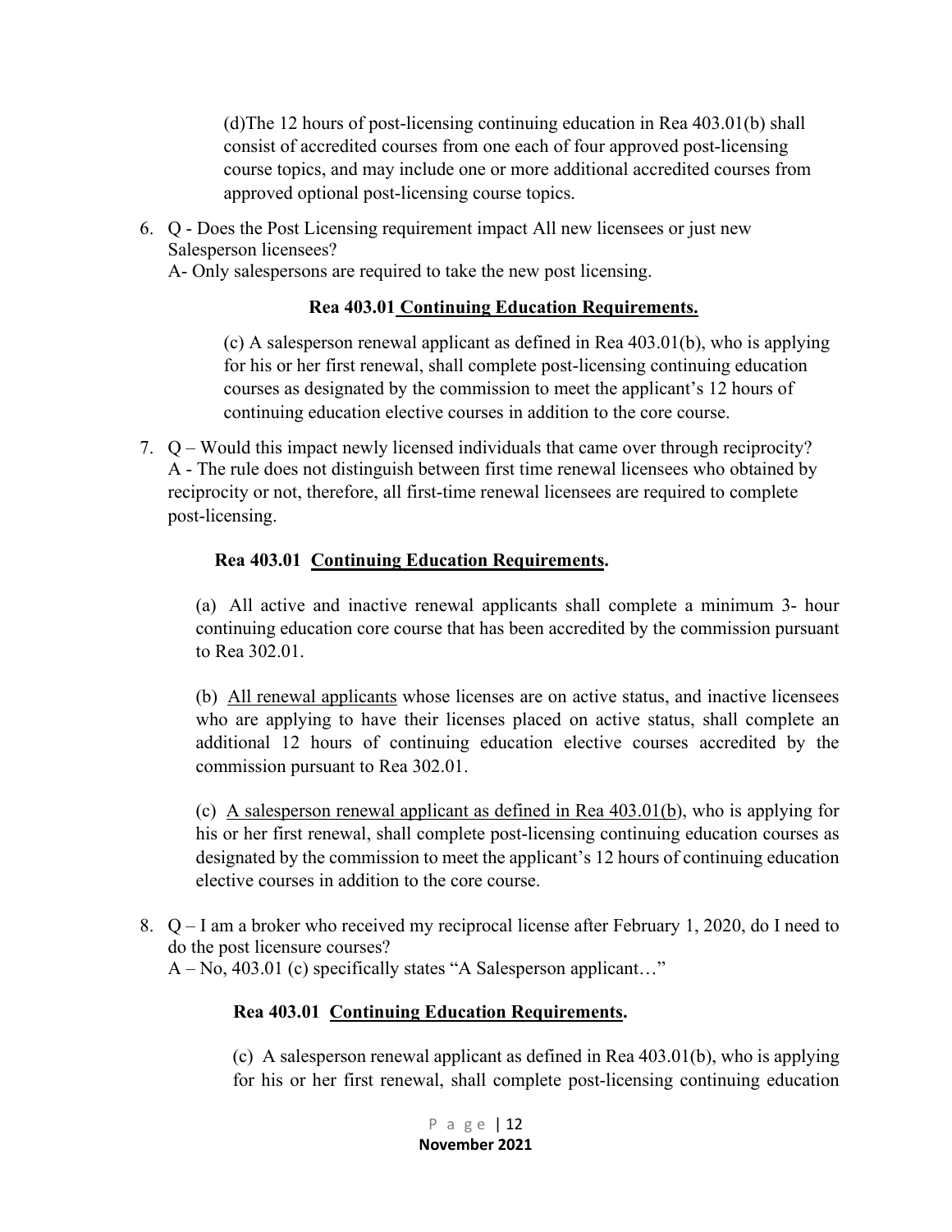(d)The 12 hours of post-licensing continuing education in Rea 403.01(b) shall consist of accredited courses from one each of four approved post-licensing course topics, and may include one or more additional accredited courses from approved optional post-licensing course topics.

6. Q - Does the Post Licensing requirement impact All new licensees or just new Salesperson licensees?
   A- Only salespersons are required to take the new post licensing.

**Rea 403.01 <u>Continuing Education Requirements.</u>**

(c) A salesperson renewal applicant as defined in Rea 403.01(b), who is applying for his or her first renewal, shall complete post-licensing continuing education courses as designated by the commission to meet the applicant's 12 hours of continuing education elective courses in addition to the core course.

7. Q – Would this impact newly licensed individuals that came over through reciprocity?
   A - The rule does not distinguish between first time renewal licensees who obtained by reciprocity or not, therefore, all first-time renewal licensees are required to complete post-licensing.

**Rea 403.01 <u>Continuing Education Requirements</u>.**

(a) All active and inactive renewal applicants shall complete a minimum 3- hour continuing education core course that has been accredited by the commission pursuant to Rea 302.01.

(b) <u>All renewal applicants</u> whose licenses are on active status, and inactive licensees who are applying to have their licenses placed on active status, shall complete an additional 12 hours of continuing education elective courses accredited by the commission pursuant to Rea 302.01.

(c) <u>A salesperson renewal applicant as defined in Rea 403.01(b)</u>, who is applying for his or her first renewal, shall complete post-licensing continuing education courses as designated by the commission to meet the applicant's 12 hours of continuing education elective courses in addition to the core course.

8. Q – I am a broker who received my reciprocal license after February 1, 2020, do I need to do the post licensure courses?
   A – No, 403.01 (c) specifically states "A Salesperson applicant…"

**Rea 403.01 <u>Continuing Education Requirements</u>.**

(c) A salesperson renewal applicant as defined in Rea 403.01(b), who is applying for his or her first renewal, shall complete post-licensing continuing education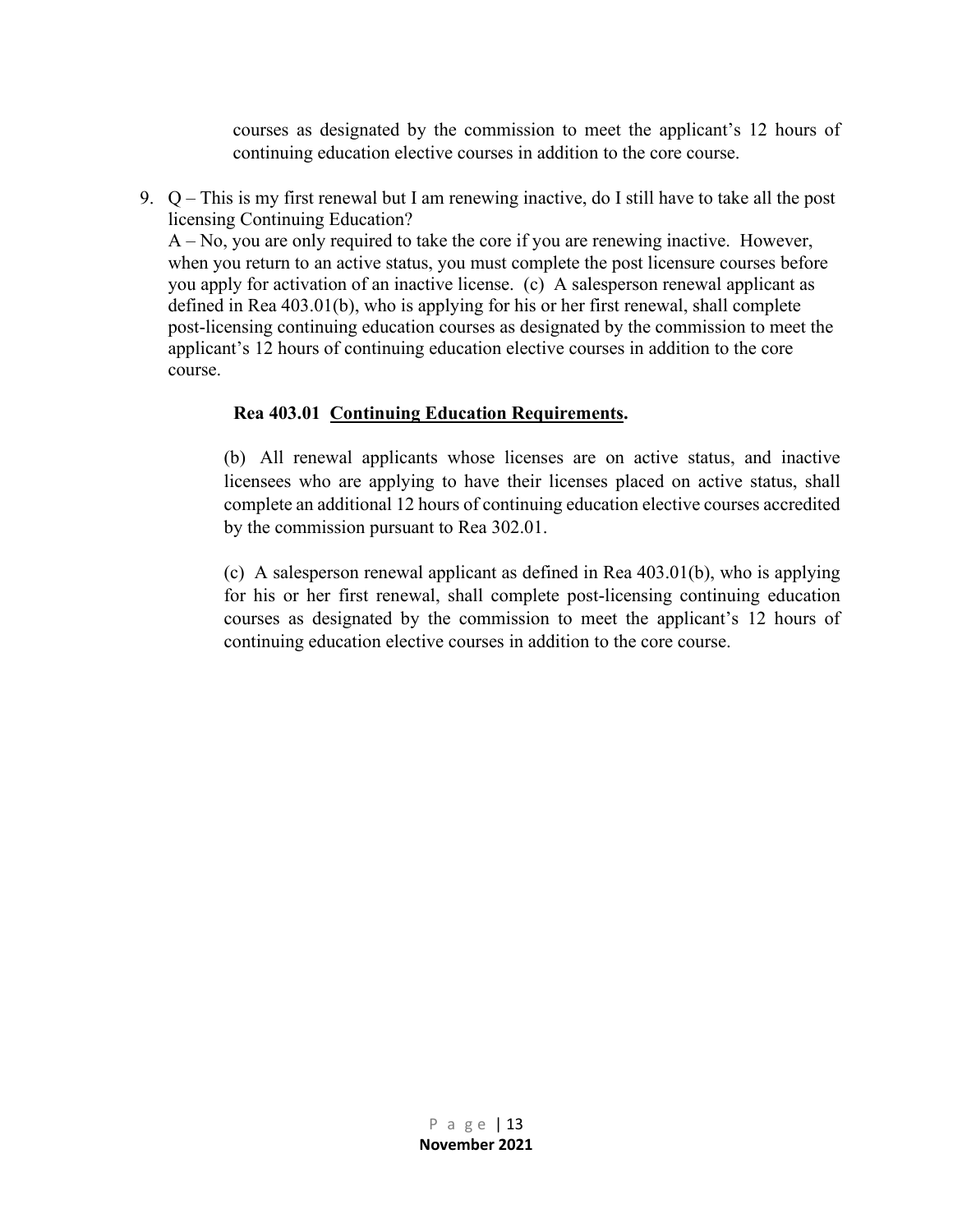courses as designated by the commission to meet the applicant's 12 hours of continuing education elective courses in addition to the core course.

9. Q – This is my first renewal but I am renewing inactive, do I still have to take all the post licensing Continuing Education?
   A – No, you are only required to take the core if you are renewing inactive. However, when you return to an active status, you must complete the post licensure courses before you apply for activation of an inactive license. (c) A salesperson renewal applicant as defined in Rea 403.01(b), who is applying for his or her first renewal, shall complete post-licensing continuing education courses as designated by the commission to meet the applicant's 12 hours of continuing education elective courses in addition to the core course.

**Rea 403.01 <u>Continuing Education Requirements</u>.**

(b) All renewal applicants whose licenses are on active status, and inactive licensees who are applying to have their licenses placed on active status, shall complete an additional 12 hours of continuing education elective courses accredited by the commission pursuant to Rea 302.01.

(c) A salesperson renewal applicant as defined in Rea 403.01(b), who is applying for his or her first renewal, shall complete post-licensing continuing education courses as designated by the commission to meet the applicant's 12 hours of continuing education elective courses in addition to the core course.